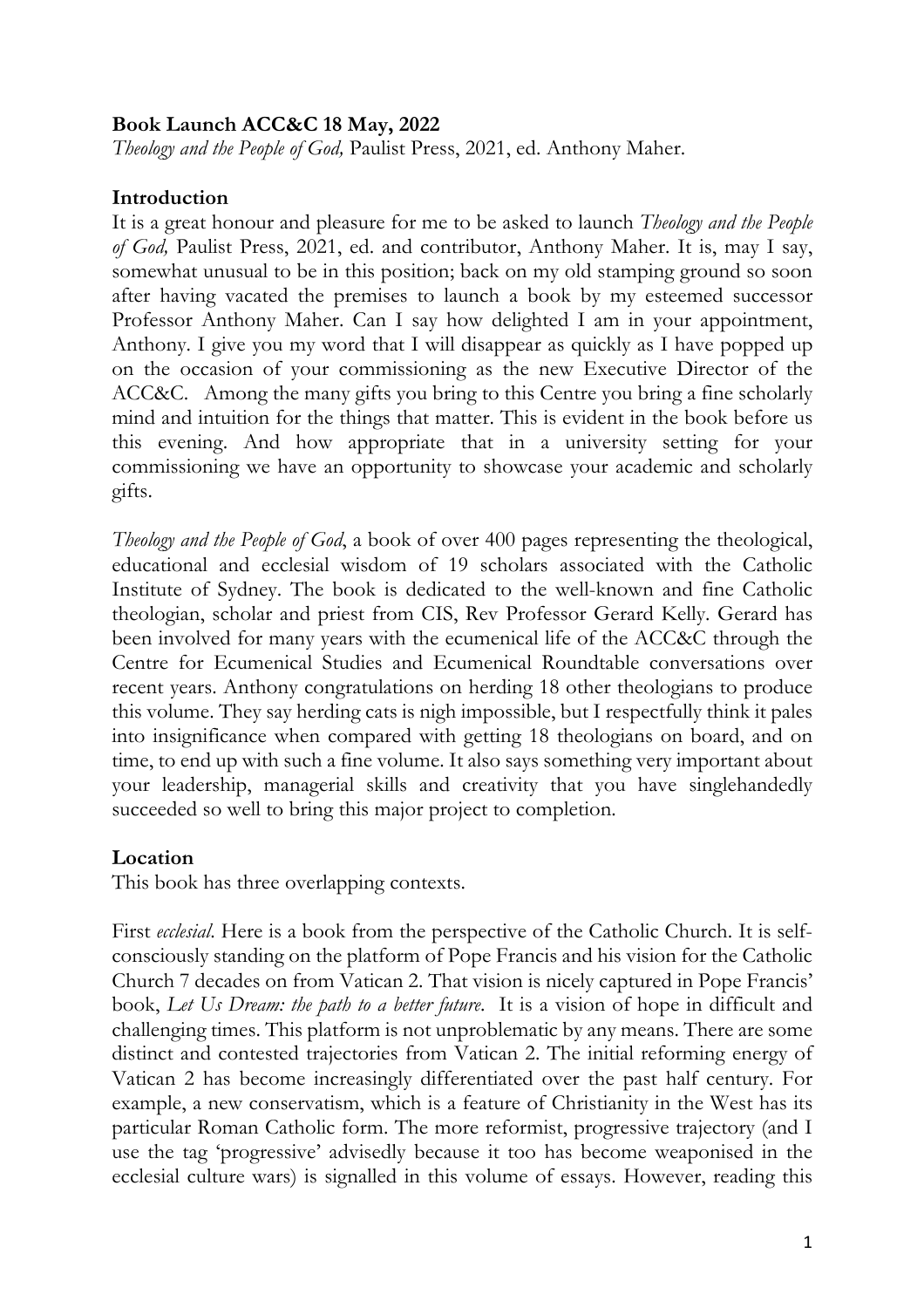**Book Launch ACC&C 18 May, 2022**

*Theology and the People of God,* Paulist Press, 2021, ed. Anthony Maher.

**Introduction**

It is a great honour and pleasure for me to be asked to launch *Theology and the People of God,* Paulist Press, 2021, ed. and contributor, Anthony Maher. It is, may I say, somewhat unusual to be in this position; back on my old stamping ground so soon after having vacated the premises to launch a book by my esteemed successor Professor Anthony Maher. Can I say how delighted I am in your appointment, Anthony. I give you my word that I will disappear as quickly as I have popped up on the occasion of your commissioning as the new Executive Director of the ACC&C. Among the many gifts you bring to this Centre you bring a fine scholarly mind and intuition for the things that matter. This is evident in the book before us this evening. And how appropriate that in a university setting for your commissioning we have an opportunity to showcase your academic and scholarly gifts.

*Theology and the People of God*, a book of over 400 pages representing the theological, educational and ecclesial wisdom of 19 scholars associated with the Catholic Institute of Sydney. The book is dedicated to the well-known and fine Catholic theologian, scholar and priest from CIS, Rev Professor Gerard Kelly. Gerard has been involved for many years with the ecumenical life of the ACC&C through the Centre for Ecumenical Studies and Ecumenical Roundtable conversations over recent years. Anthony congratulations on herding 18 other theologians to produce this volume. They say herding cats is nigh impossible, but I respectfully think it pales into insignificance when compared with getting 18 theologians on board, and on time, to end up with such a fine volume. It also says something very important about your leadership, managerial skills and creativity that you have singlehandedly succeeded so well to bring this major project to completion.

**Location**

This book has three overlapping contexts.

First *ecclesial*. Here is a book from the perspective of the Catholic Church. It is self-consciously standing on the platform of Pope Francis and his vision for the Catholic Church 7 decades on from Vatican 2. That vision is nicely captured in Pope Francis' book, *Let Us Dream: the path to a better future*. It is a vision of hope in difficult and challenging times. This platform is not unproblematic by any means. There are some distinct and contested trajectories from Vatican 2. The initial reforming energy of Vatican 2 has become increasingly differentiated over the past half century. For example, a new conservatism, which is a feature of Christianity in the West has its particular Roman Catholic form. The more reformist, progressive trajectory (and I use the tag 'progressive' advisedly because it too has become weaponised in the ecclesial culture wars) is signalled in this volume of essays. However, reading this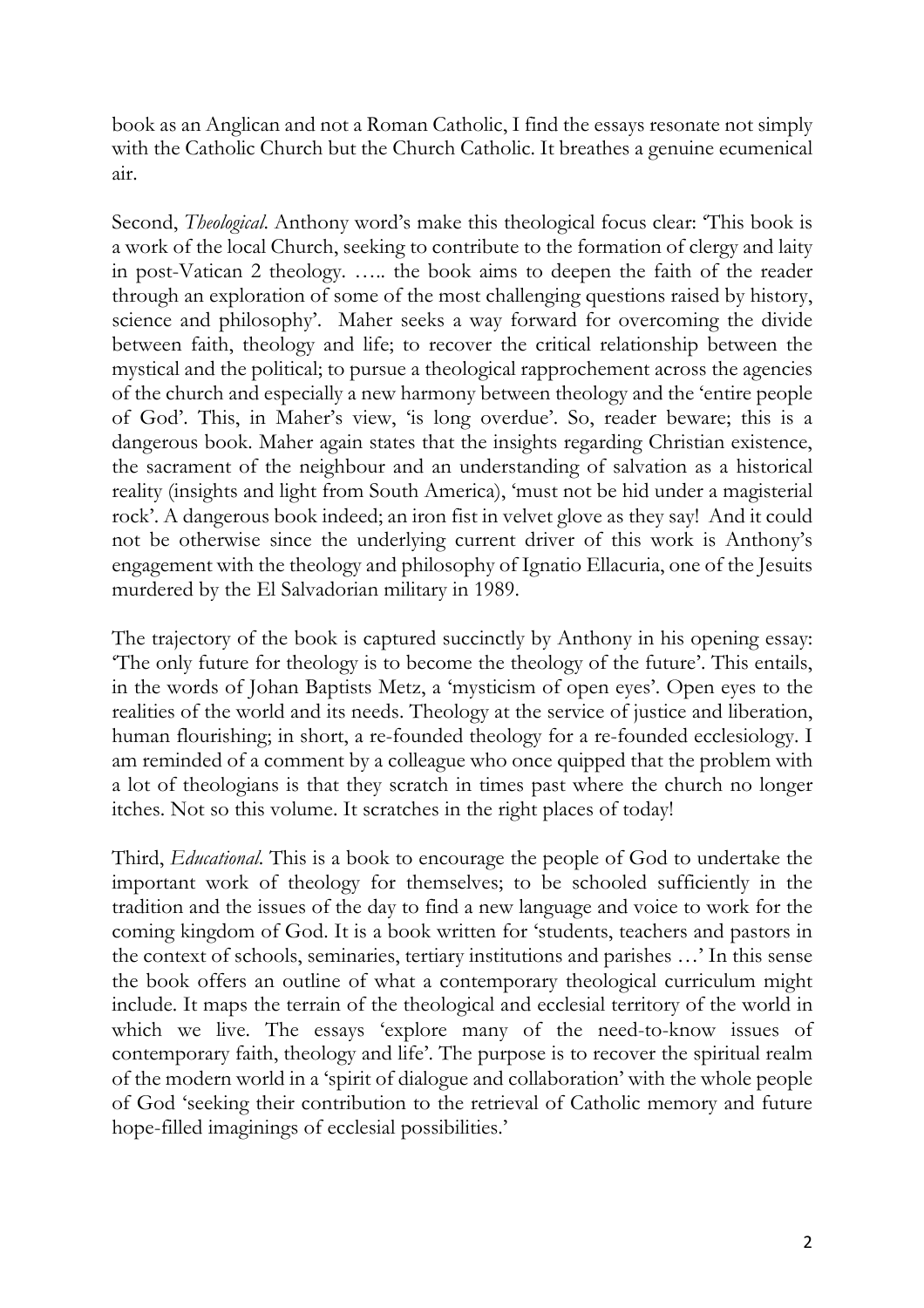book as an Anglican and not a Roman Catholic, I find the essays resonate not simply with the Catholic Church but the Church Catholic. It breathes a genuine ecumenical air.

Second, *Theological*. Anthony word's make this theological focus clear: 'This book is a work of the local Church, seeking to contribute to the formation of clergy and laity in post-Vatican 2 theology. ….. the book aims to deepen the faith of the reader through an exploration of some of the most challenging questions raised by history, science and philosophy'. Maher seeks a way forward for overcoming the divide between faith, theology and life; to recover the critical relationship between the mystical and the political; to pursue a theological rapprochement across the agencies of the church and especially a new harmony between theology and the 'entire people of God'. This, in Maher's view, 'is long overdue'. So, reader beware; this is a dangerous book. Maher again states that the insights regarding Christian existence, the sacrament of the neighbour and an understanding of salvation as a historical reality (insights and light from South America), 'must not be hid under a magisterial rock'. A dangerous book indeed; an iron fist in velvet glove as they say! And it could not be otherwise since the underlying current driver of this work is Anthony's engagement with the theology and philosophy of Ignatio Ellacuria, one of the Jesuits murdered by the El Salvadorian military in 1989.

The trajectory of the book is captured succinctly by Anthony in his opening essay: 'The only future for theology is to become the theology of the future'. This entails, in the words of Johan Baptists Metz, a 'mysticism of open eyes'. Open eyes to the realities of the world and its needs. Theology at the service of justice and liberation, human flourishing; in short, a re-founded theology for a re-founded ecclesiology. I am reminded of a comment by a colleague who once quipped that the problem with a lot of theologians is that they scratch in times past where the church no longer itches. Not so this volume. It scratches in the right places of today!

Third, *Educational*. This is a book to encourage the people of God to undertake the important work of theology for themselves; to be schooled sufficiently in the tradition and the issues of the day to find a new language and voice to work for the coming kingdom of God. It is a book written for 'students, teachers and pastors in the context of schools, seminaries, tertiary institutions and parishes …' In this sense the book offers an outline of what a contemporary theological curriculum might include. It maps the terrain of the theological and ecclesial territory of the world in which we live. The essays 'explore many of the need-to-know issues of contemporary faith, theology and life'. The purpose is to recover the spiritual realm of the modern world in a 'spirit of dialogue and collaboration' with the whole people of God 'seeking their contribution to the retrieval of Catholic memory and future hope-filled imaginings of ecclesial possibilities.'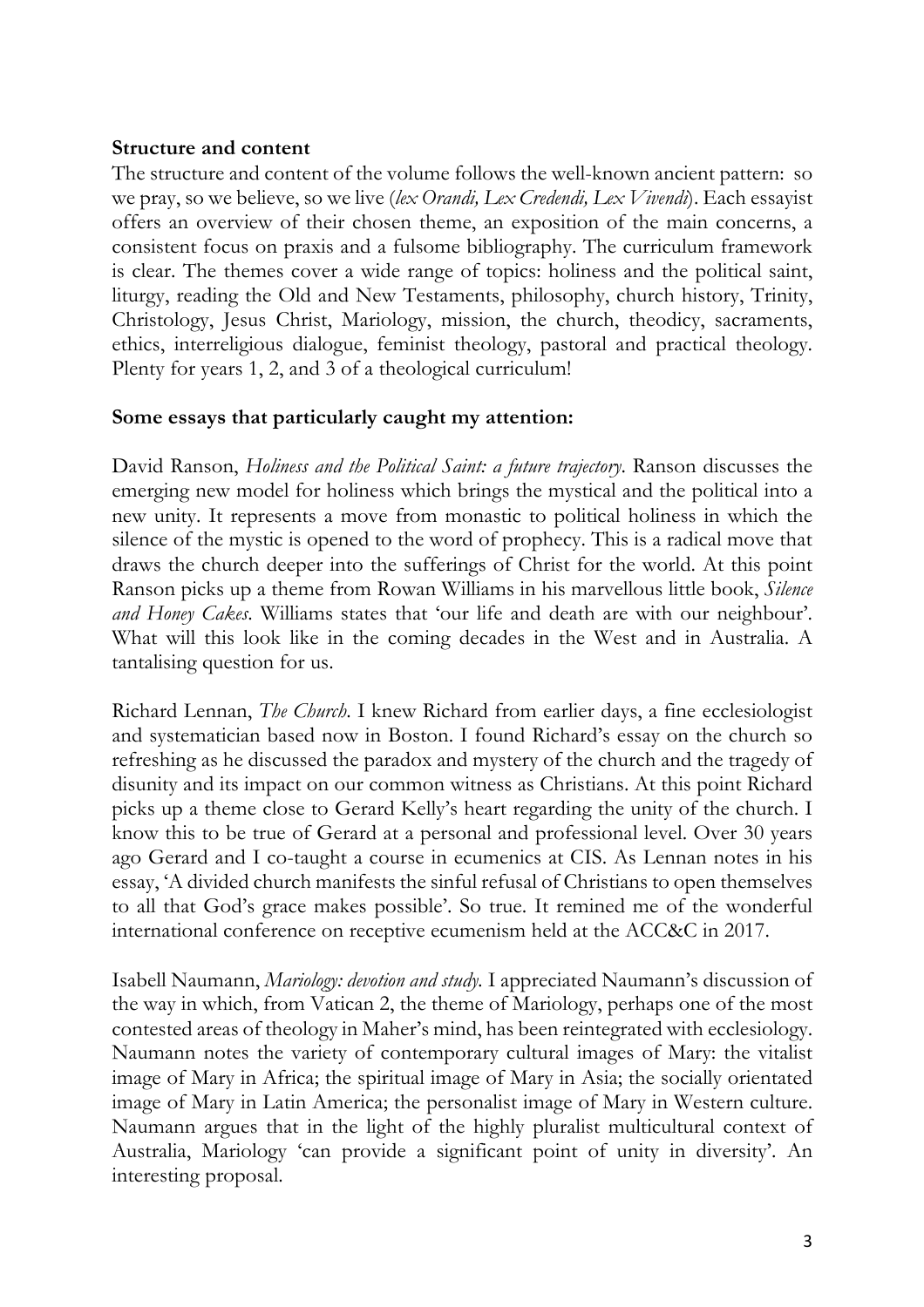**Structure and content**

The structure and content of the volume follows the well-known ancient pattern: so we pray, so we believe, so we live (*lex Orandi, Lex Credendi, Lex Vivendi*). Each essayist offers an overview of their chosen theme, an exposition of the main concerns, a consistent focus on praxis and a fulsome bibliography. The curriculum framework is clear. The themes cover a wide range of topics: holiness and the political saint, liturgy, reading the Old and New Testaments, philosophy, church history, Trinity, Christology, Jesus Christ, Mariology, mission, the church, theodicy, sacraments, ethics, interreligious dialogue, feminist theology, pastoral and practical theology. Plenty for years 1, 2, and 3 of a theological curriculum!

**Some essays that particularly caught my attention:**

David Ranson, *Holiness and the Political Saint: a future trajectory*. Ranson discusses the emerging new model for holiness which brings the mystical and the political into a new unity. It represents a move from monastic to political holiness in which the silence of the mystic is opened to the word of prophecy. This is a radical move that draws the church deeper into the sufferings of Christ for the world. At this point Ranson picks up a theme from Rowan Williams in his marvellous little book, *Silence and Honey Cakes*. Williams states that 'our life and death are with our neighbour'. What will this look like in the coming decades in the West and in Australia. A tantalising question for us.

Richard Lennan, *The Church*. I knew Richard from earlier days, a fine ecclesiologist and systematician based now in Boston. I found Richard's essay on the church so refreshing as he discussed the paradox and mystery of the church and the tragedy of disunity and its impact on our common witness as Christians. At this point Richard picks up a theme close to Gerard Kelly's heart regarding the unity of the church. I know this to be true of Gerard at a personal and professional level. Over 30 years ago Gerard and I co-taught a course in ecumenics at CIS. As Lennan notes in his essay, 'A divided church manifests the sinful refusal of Christians to open themselves to all that God's grace makes possible'. So true. It remined me of the wonderful international conference on receptive ecumenism held at the ACC&C in 2017.

Isabell Naumann, *Mariology: devotion and study.* I appreciated Naumann's discussion of the way in which, from Vatican 2, the theme of Mariology, perhaps one of the most contested areas of theology in Maher's mind, has been reintegrated with ecclesiology. Naumann notes the variety of contemporary cultural images of Mary: the vitalist image of Mary in Africa; the spiritual image of Mary in Asia; the socially orientated image of Mary in Latin America; the personalist image of Mary in Western culture. Naumann argues that in the light of the highly pluralist multicultural context of Australia, Mariology 'can provide a significant point of unity in diversity'. An interesting proposal.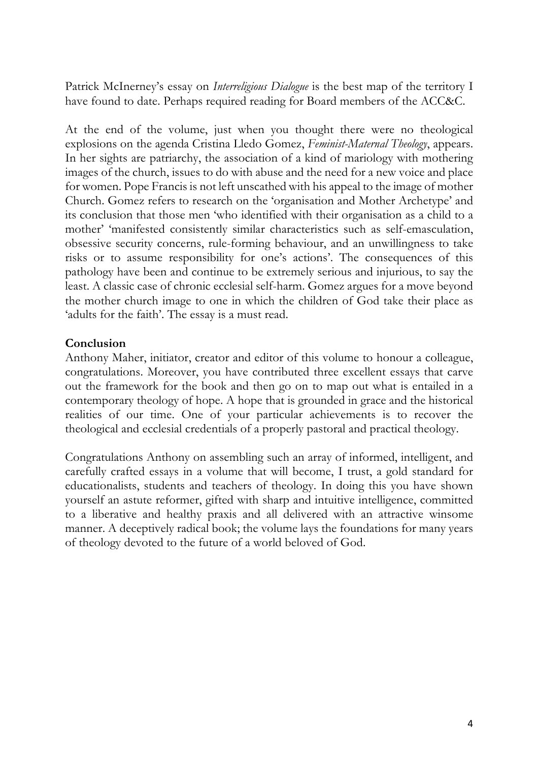Patrick McInerney's essay on *Interreligious Dialogue* is the best map of the territory I have found to date. Perhaps required reading for Board members of the ACC&C.

At the end of the volume, just when you thought there were no theological explosions on the agenda Cristina Lledo Gomez, *Feminist-Maternal Theology*, appears. In her sights are patriarchy, the association of a kind of mariology with mothering images of the church, issues to do with abuse and the need for a new voice and place for women. Pope Francis is not left unscathed with his appeal to the image of mother Church. Gomez refers to research on the 'organisation and Mother Archetype' and its conclusion that those men 'who identified with their organisation as a child to a mother' 'manifested consistently similar characteristics such as self-emasculation, obsessive security concerns, rule-forming behaviour, and an unwillingness to take risks or to assume responsibility for one's actions'. The consequences of this pathology have been and continue to be extremely serious and injurious, to say the least. A classic case of chronic ecclesial self-harm. Gomez argues for a move beyond the mother church image to one in which the children of God take their place as 'adults for the faith'. The essay is a must read.

**Conclusion**

Anthony Maher, initiator, creator and editor of this volume to honour a colleague, congratulations. Moreover, you have contributed three excellent essays that carve out the framework for the book and then go on to map out what is entailed in a contemporary theology of hope. A hope that is grounded in grace and the historical realities of our time. One of your particular achievements is to recover the theological and ecclesial credentials of a properly pastoral and practical theology.

Congratulations Anthony on assembling such an array of informed, intelligent, and carefully crafted essays in a volume that will become, I trust, a gold standard for educationalists, students and teachers of theology. In doing this you have shown yourself an astute reformer, gifted with sharp and intuitive intelligence, committed to a liberative and healthy praxis and all delivered with an attractive winsome manner. A deceptively radical book; the volume lays the foundations for many years of theology devoted to the future of a world beloved of God.